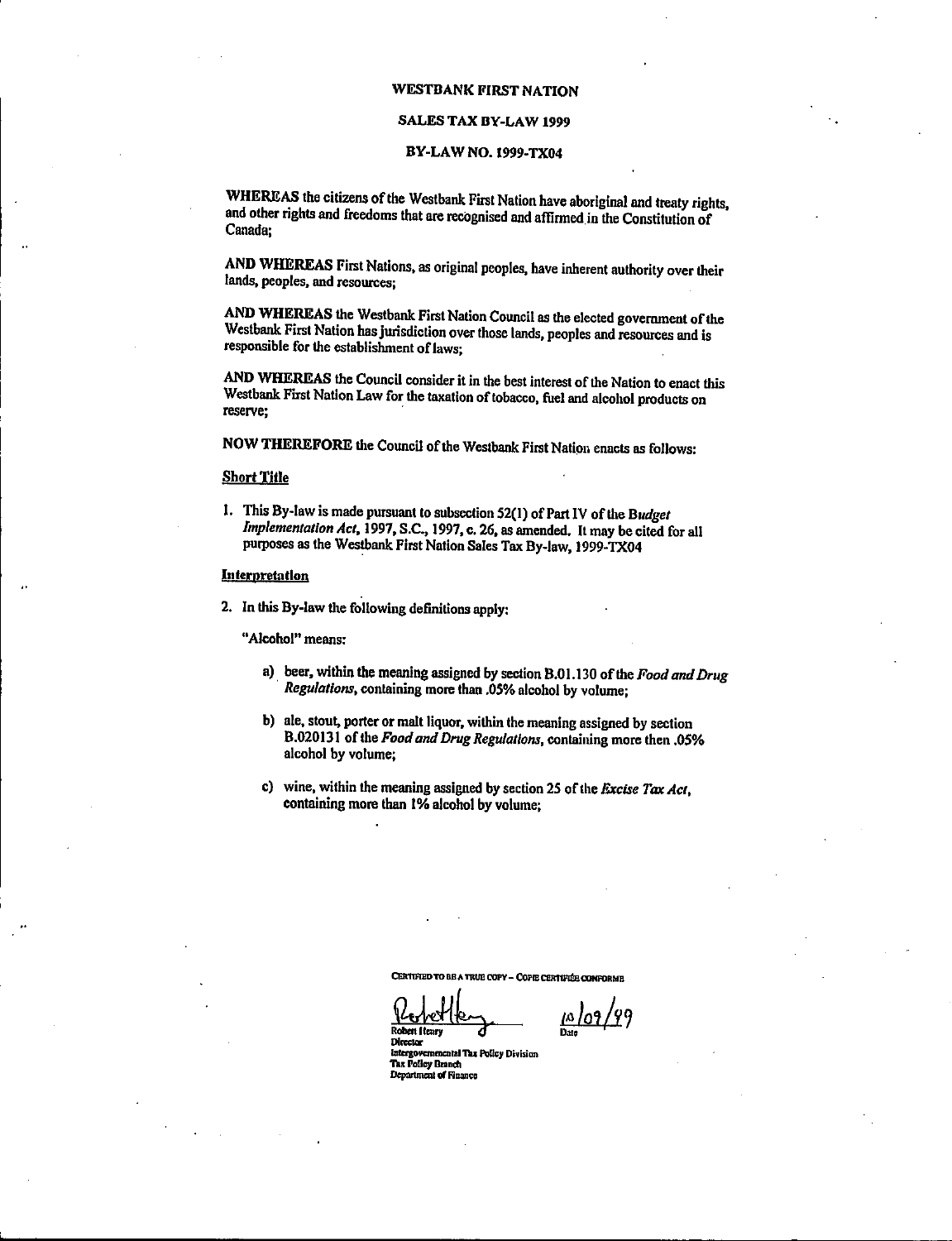# WESTBANK FIRST NATION

## SALES TAX BY-LAW 1999

## BY-LAW NO. 1999-TX04

**WHEREAS** the citizens of the Westbank First Nation have aboriginal and treaty rights, and other rights and freedoms that are recognised and affirmed in the Constitution of Canada;

**AND WHEREAS** First Nations, as original peoples, have inherent authority over their lands, peoples, and resources;

**AND WHEREAS** the Westbank First Nation Council as the elected government of the Westbank First Nation has jurisdiction over those lands, peoples and resources and is responsible for the establishment of laws;

**AND WHEREAS** the Council consider it in the best interest of the Nation to enact this Westbank First Nation Law for the taxation of tobacco, fuel and alcohol products on reserve;

**NOW THEREFORE** the Council of the Westbank First Nation enacts as follows:

### Short Title

1. This By-law is made pursuant to subsection 52(1) of Part IV of the *Budget Implementation Act*, 1997, S.C., 1997, c. 26, as amended. It may be cited for all purposes as the Westbank First Nation Sales Tax By-law, 1999-TX04

### Interpretation

2. In this By-law the following definitions apply:

   "Alcohol" means:

   a) beer, within the meaning assigned by section B.01.130 of the *Food and Drug Regulations*, containing more than .05% alcohol by volume;

   b) ale, stout, porter or malt liquor, within the meaning assigned by section B.020131 of the *Food and Drug Regulations*, containing more then .05% alcohol by volume;

   c) wine, within the meaning assigned by section 25 of the *Excise Tax Act*, containing more than 1% alcohol by volume;

CERTIFIED TO BE A TRUE COPY – COPIE CERTIFIÉE CONFORME

Robert Henry
Director
Intergovernmental Tax Policy Division
Tax Policy Branch
Department of Finance

10/09/99
Date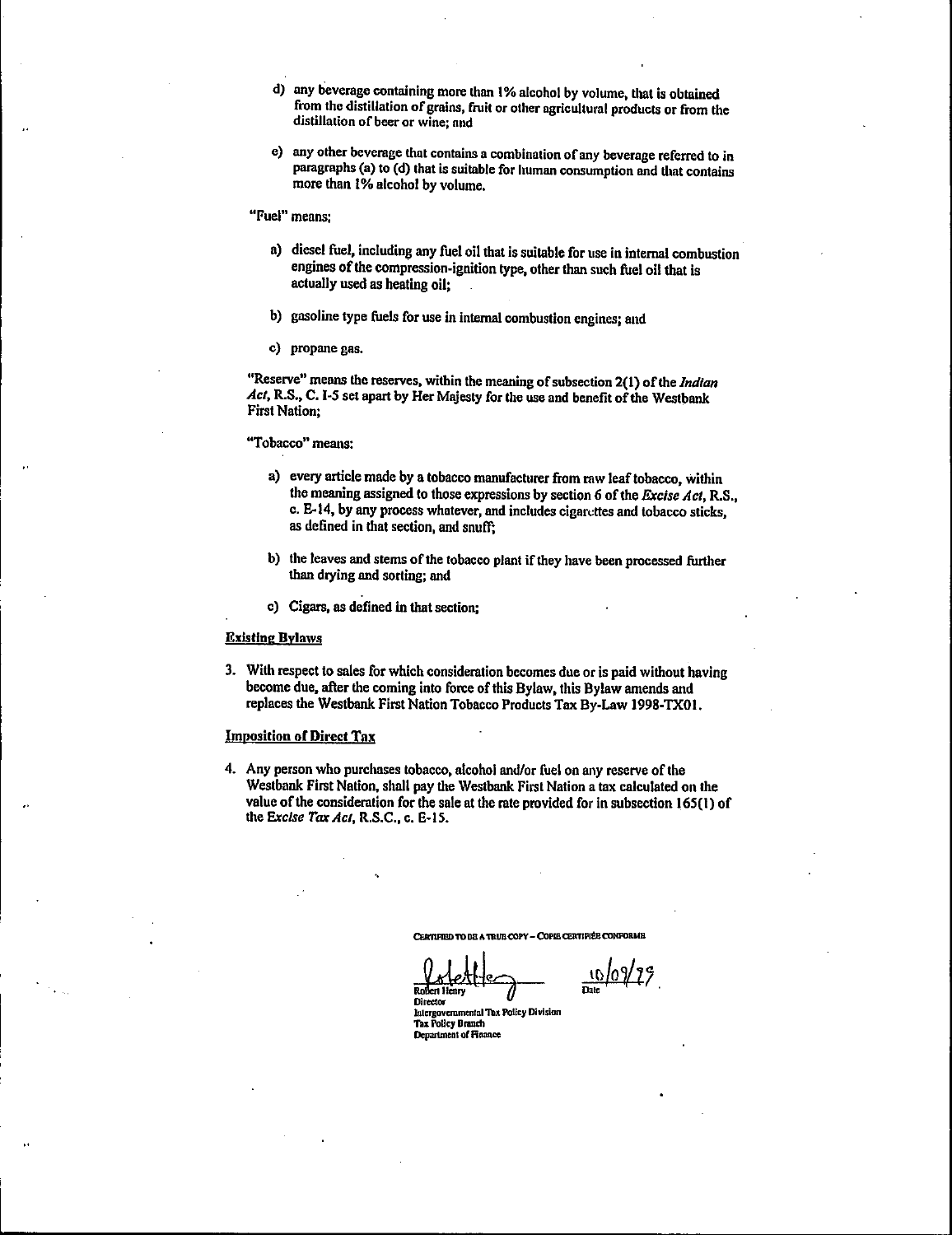d) any beverage containing more than 1% alcohol by volume, that is obtained from the distillation of grains, fruit or other agricultural products or from the distillation of beer or wine; and

e) any other beverage that contains a combination of any beverage referred to in paragraphs (a) to (d) that is suitable for human consumption and that contains more than 1% alcohol by volume.

"Fuel" means;

a) diesel fuel, including any fuel oil that is suitable for use in internal combustion engines of the compression-ignition type, other than such fuel oil that is actually used as heating oil;

b) gasoline type fuels for use in internal combustion engines; and

c) propane gas.

"Reserve" means the reserves, within the meaning of subsection 2(1) of the *Indian Act*, R.S., C. I-5 set apart by Her Majesty for the use and benefit of the Westbank First Nation;

"Tobacco" means:

a) every article made by a tobacco manufacturer from raw leaf tobacco, within the meaning assigned to those expressions by section 6 of the *Excise Act*, R.S., c. E-14, by any process whatever, and includes cigarettes and tobacco sticks, as defined in that section, and snuff;

b) the leaves and stems of the tobacco plant if they have been processed further than drying and sorting; and

c) Cigars, as defined in that section;

## Existing Bylaws

3. With respect to sales for which consideration becomes due or is paid without having become due, after the coming into force of this Bylaw, this Bylaw amends and replaces the Westbank First Nation Tobacco Products Tax By-Law 1998-TX01.

## Imposition of Direct Tax

4. Any person who purchases tobacco, alcohol and/or fuel on any reserve of the Westbank First Nation, shall pay the Westbank First Nation a tax calculated on the value of the consideration for the sale at the rate provided for in subsection 165(1) of the *Excise Tax Act*, R.S.C., c. E-15.

CERTIFIED TO BE A TRUE COPY – COPIE CERTIFIÉE CONFORME

Robert Henry
Director
Intergovernmental Tax Policy Division
Tax Policy Branch
Department of Finance

10/09/??
Date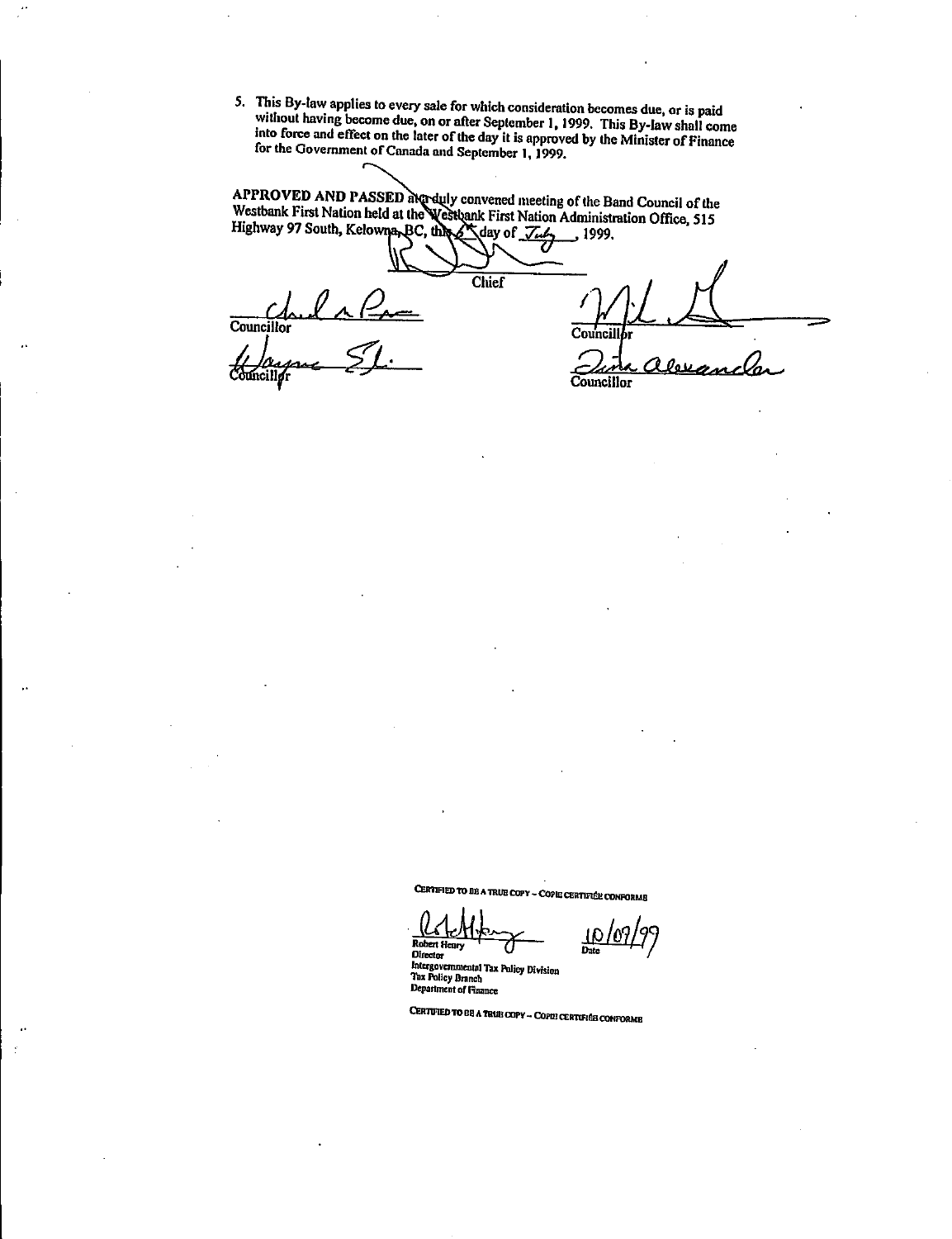5. This By-law applies to every sale for which consideration becomes due, or is paid without having become due, on or after September 1, 1999. This By-law shall come into force and effect on the later of the day it is approved by the Minister of Finance for the Government of Canada and September 1, 1999.

**APPROVED AND PASSED** at a duly convened meeting of the Band Council of the Westbank First Nation held at the Westbank First Nation Administration Office, 515 Highway 97 South, Kelowna, BC, this 6th day of July, 1999.

Chief

Councillor

Councillor

Councillor

Councillor

CERTIFIED TO BE A TRUE COPY – COPIE CERTIFIÉE CONFORME

Robert Henry
Director
Intergovernmental Tax Policy Division
Tax Policy Branch
Department of Finance

10/09/99
Date

CERTIFIED TO BE A TRUE COPY – COPIE CERTIFIÉE CONFORME